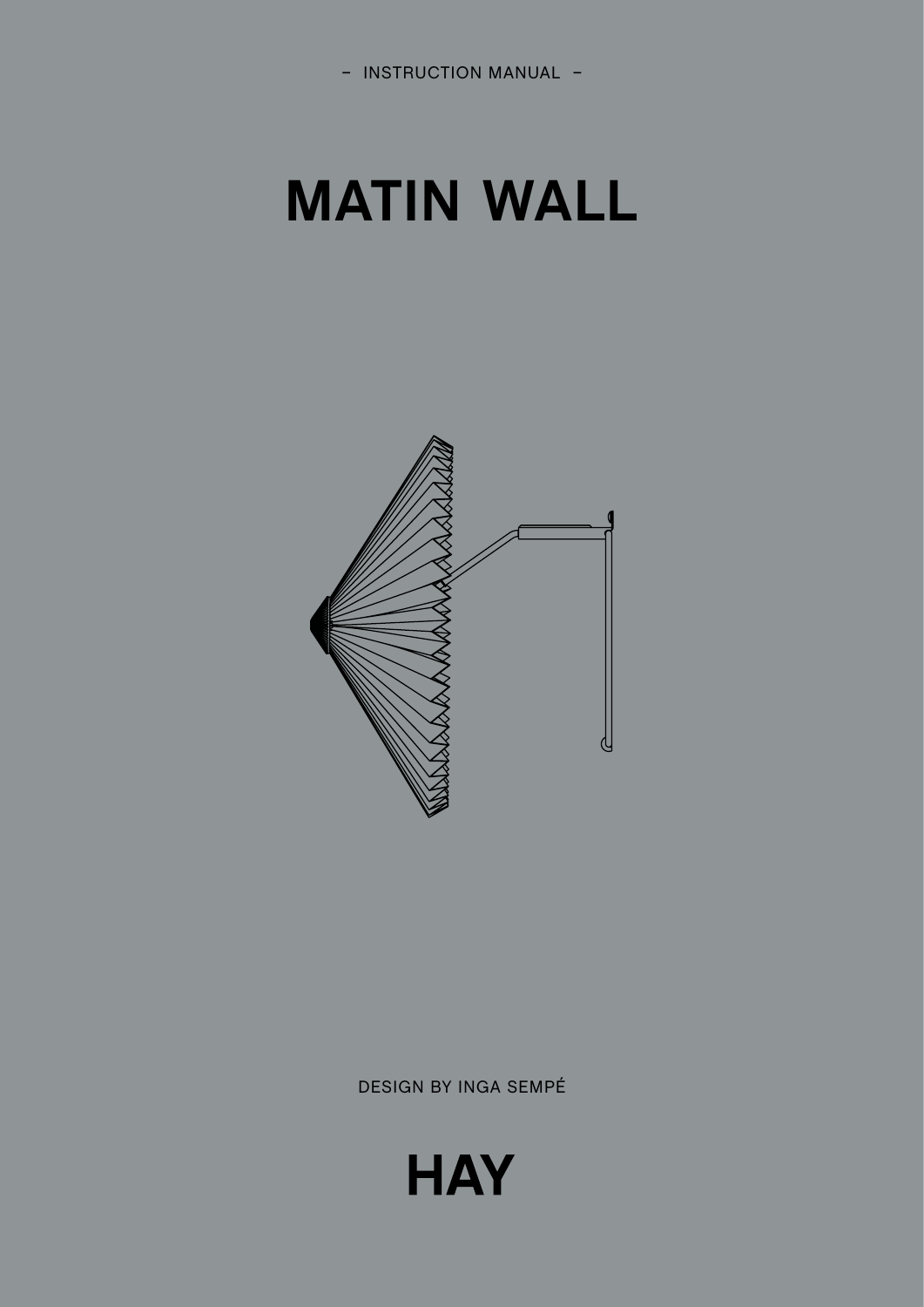– INSTRUCTION MANUAL –

# MATIN WALL

DESIGN BY INGA SEMPÉ

**HAY**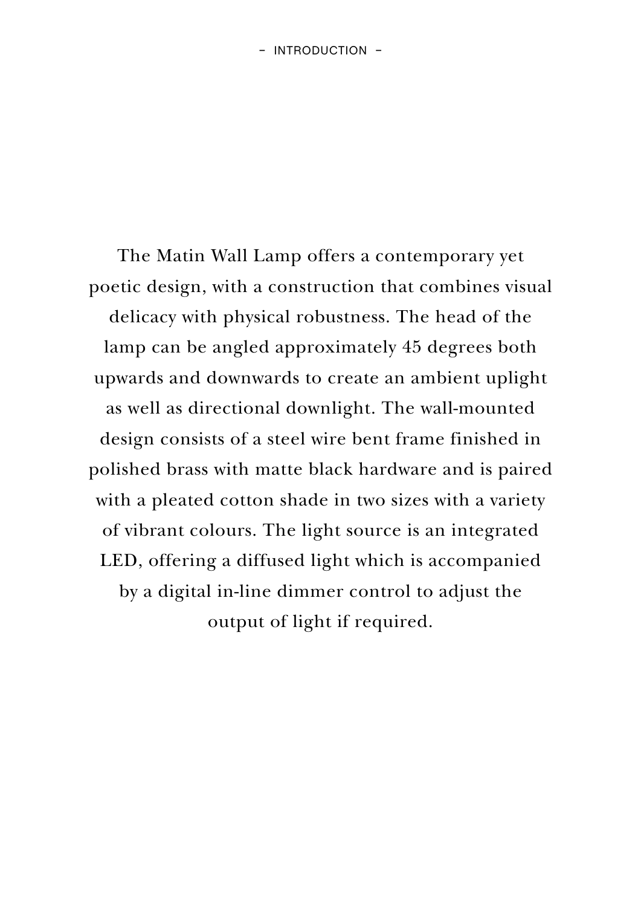## – INTRODUCTION –

The Matin Wall Lamp offers a contemporary yet poetic design, with a construction that combines visual delicacy with physical robustness. The head of the lamp can be angled approximately 45 degrees both upwards and downwards to create an ambient uplight as well as directional downlight. The wall-mounted design consists of a steel wire bent frame finished in polished brass with matte black hardware and is paired with a pleated cotton shade in two sizes with a variety of vibrant colours. The light source is an integrated LED, offering a diffused light which is accompanied by a digital in-line dimmer control to adjust the output of light if required.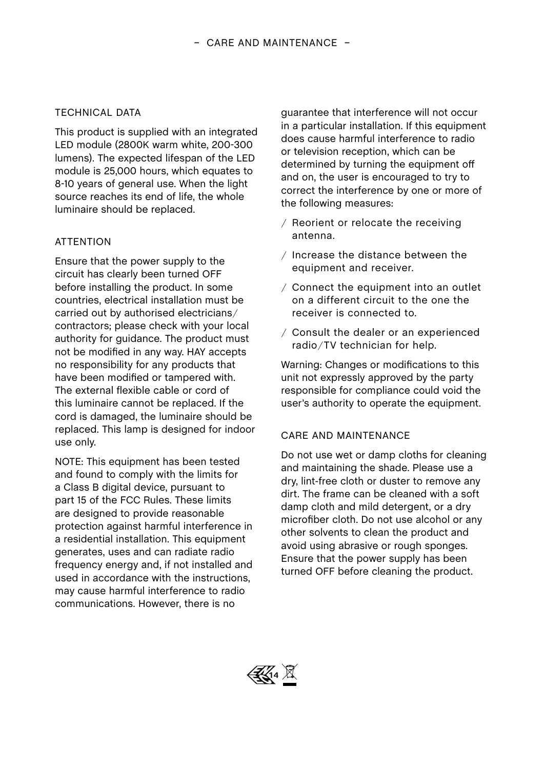## TECHNICAL DATA

This product is supplied with an integrated LED module (2800K warm white, 200-300 lumens). The expected lifespan of the LED module is 25,000 hours, which equates to 8-10 years of general use. When the light source reaches its end of life, the whole luminaire should be replaced.

## ATTENTION

Ensure that the power supply to the circuit has clearly been turned OFF before installing the product. In some countries, electrical installation must be carried out by authorised electricians/contractors; please check with your local authority for guidance. The product must not be modified in any way. HAY accepts no responsibility for any products that have been modified or tampered with. The external flexible cable or cord of this luminaire cannot be replaced. If the cord is damaged, the luminaire should be replaced. This lamp is designed for indoor use only.

NOTE: This equipment has been tested and found to comply with the limits for a Class B digital device, pursuant to part 15 of the FCC Rules. These limits are designed to provide reasonable protection against harmful interference in a residential installation. This equipment generates, uses and can radiate radio frequency energy and, if not installed and used in accordance with the instructions, may cause harmful interference to radio communications. However, there is no guarantee that interference will not occur in a particular installation. If this equipment does cause harmful interference to radio or television reception, which can be determined by turning the equipment off and on, the user is encouraged to try to correct the interference by one or more of the following measures:

/ Reorient or relocate the receiving antenna.

/ Increase the distance between the equipment and receiver.

/ Connect the equipment into an outlet on a different circuit to the one the receiver is connected to.

/ Consult the dealer or an experienced radio/TV technician for help.

Warning: Changes or modifications to this unit not expressly approved by the party responsible for compliance could void the user's authority to operate the equipment.

## CARE AND MAINTENANCE

Do not use wet or damp cloths for cleaning and maintaining the shade. Please use a dry, lint-free cloth or duster to remove any dirt. The frame can be cleaned with a soft damp cloth and mild detergent, or a dry microfiber cloth. Do not use alcohol or any other solvents to clean the product and avoid using abrasive or rough sponges. Ensure that the power supply has been turned OFF before cleaning the product.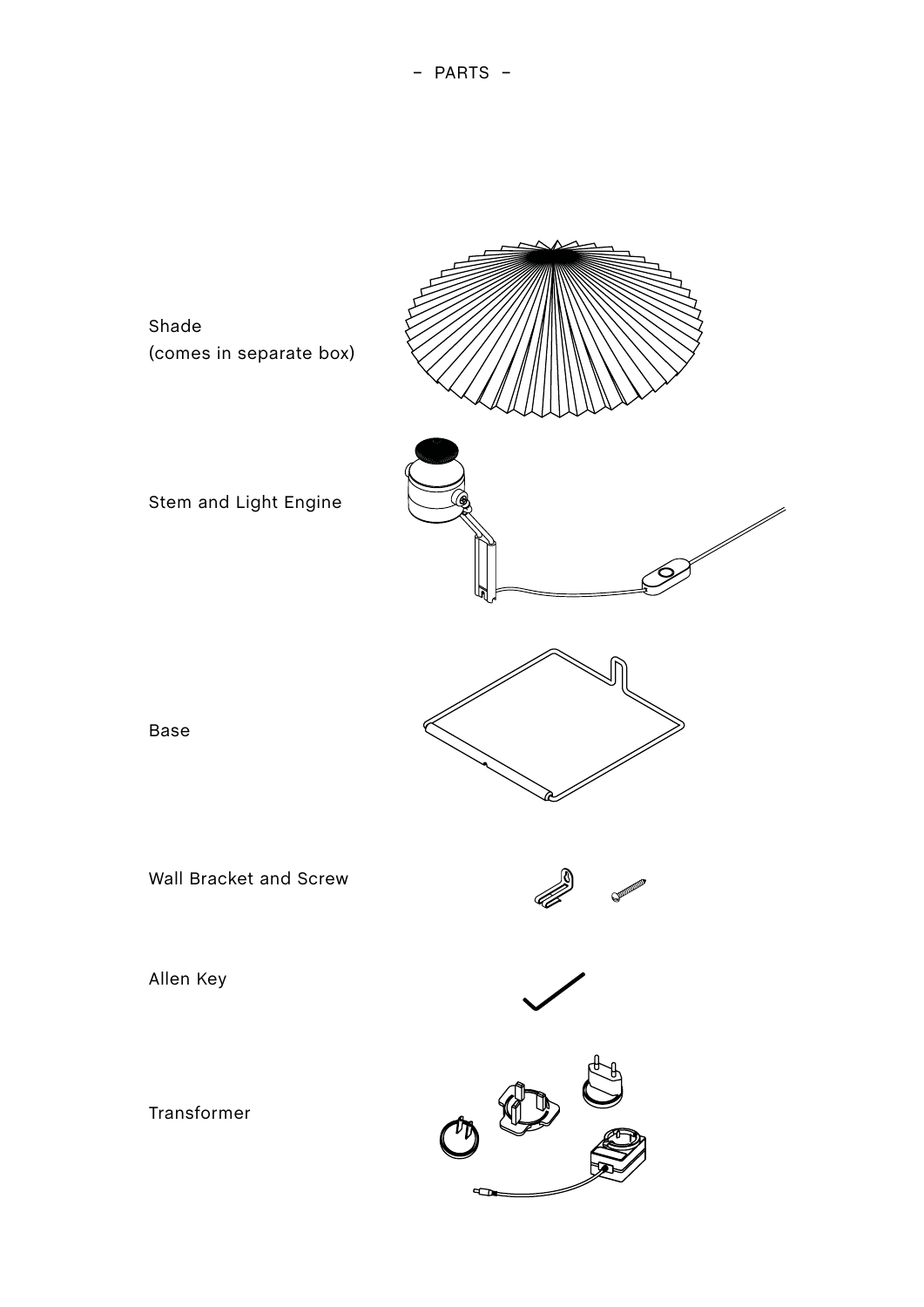# – PARTS –

Shade
(comes in separate box)

Stem and Light Engine

Base

Wall Bracket and Screw

Allen Key

Transformer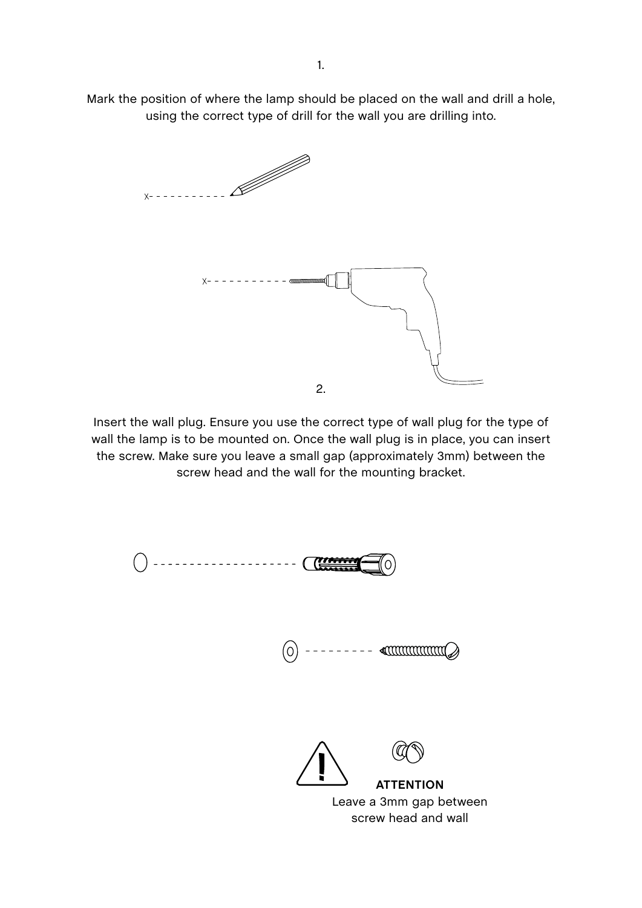1.

Mark the position of where the lamp should be placed on the wall and drill a hole, using the correct type of drill for the wall you are drilling into.

2.

Insert the wall plug. Ensure you use the correct type of wall plug for the type of wall the lamp is to be mounted on. Once the wall plug is in place, you can insert the screw. Make sure you leave a small gap (approximately 3mm) between the screw head and the wall for the mounting bracket.

**ATTENTION**

Leave a 3mm gap between screw head and wall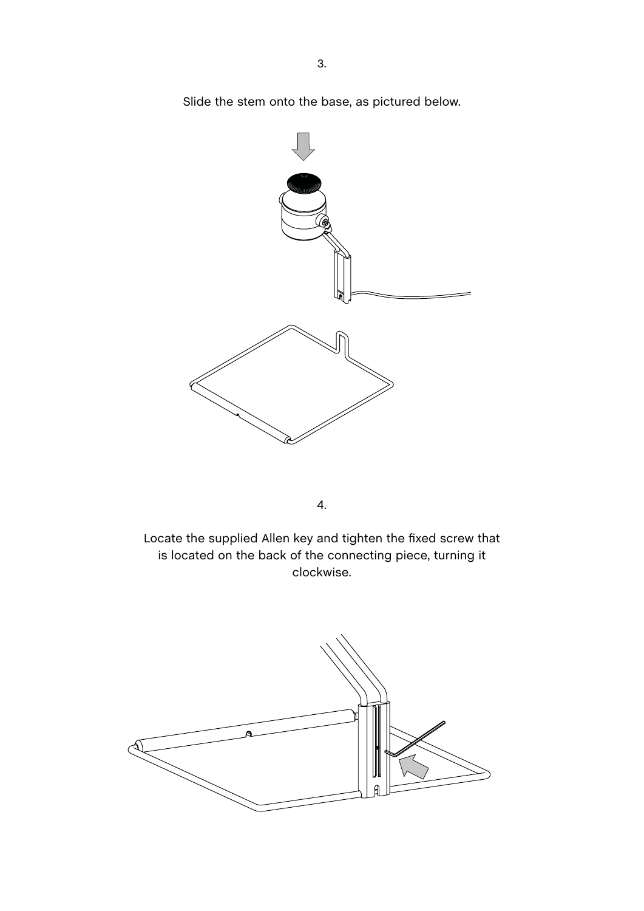3.

Slide the stem onto the base, as pictured below.

4.

Locate the supplied Allen key and tighten the fixed screw that is located on the back of the connecting piece, turning it clockwise.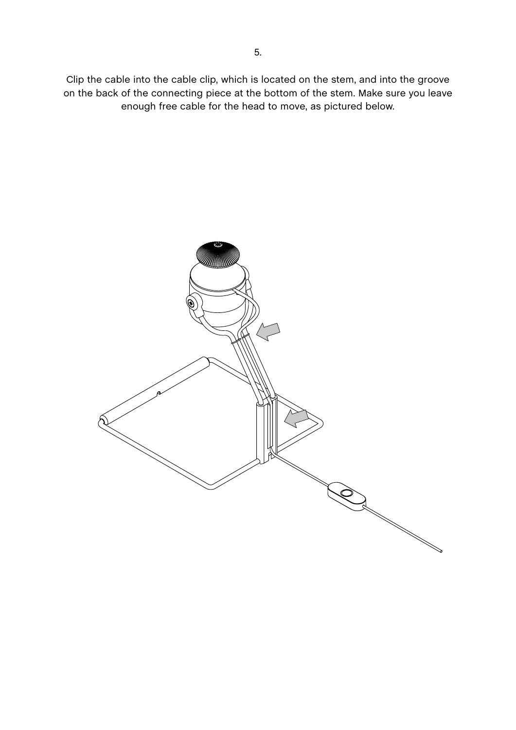5.

Clip the cable into the cable clip, which is located on the stem, and into the groove on the back of the connecting piece at the bottom of the stem. Make sure you leave enough free cable for the head to move, as pictured below.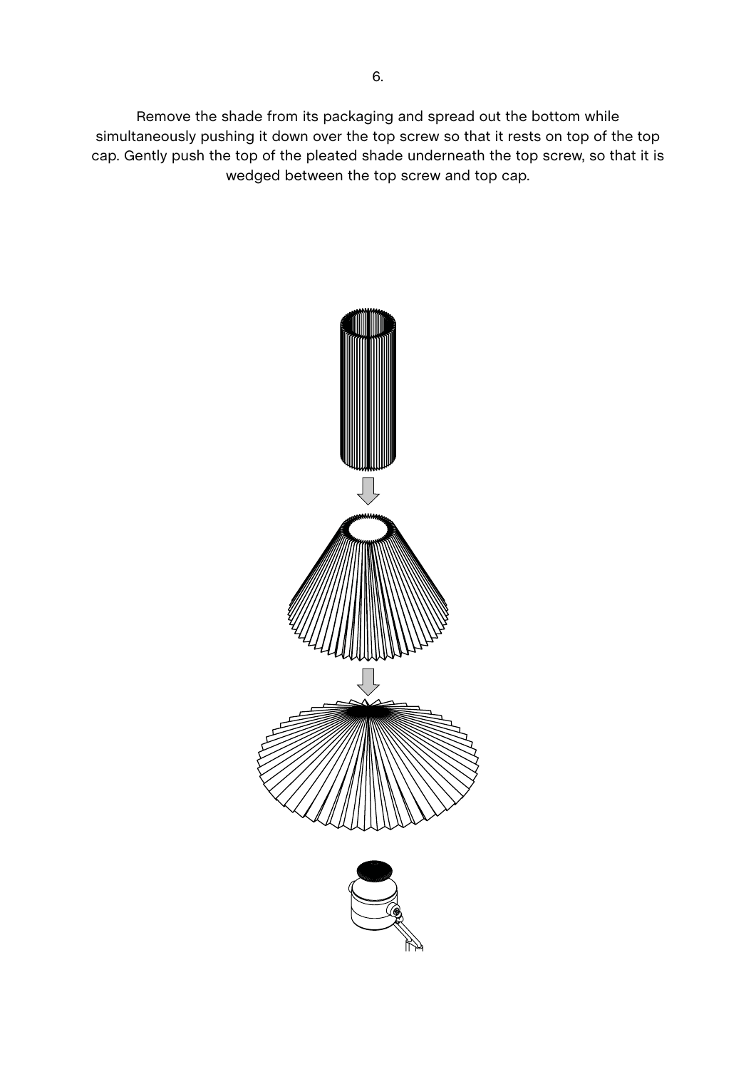6.

Remove the shade from its packaging and spread out the bottom while simultaneously pushing it down over the top screw so that it rests on top of the top cap. Gently push the top of the pleated shade underneath the top screw, so that it is wedged between the top screw and top cap.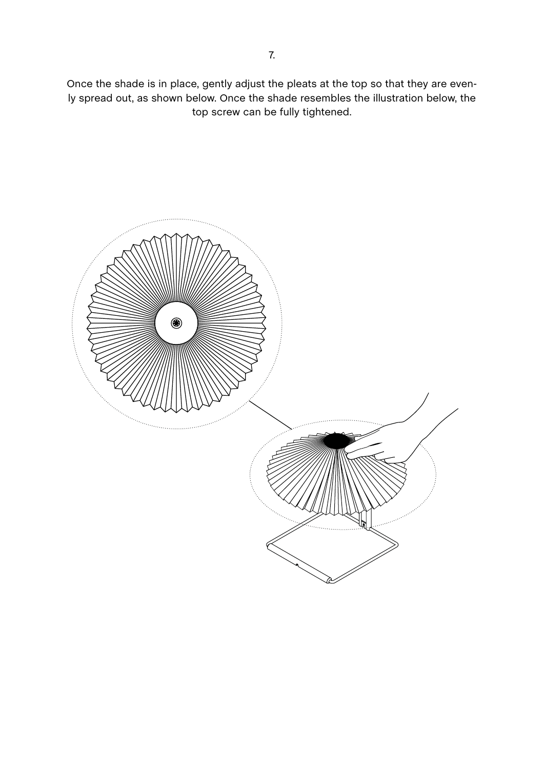7.

Once the shade is in place, gently adjust the pleats at the top so that they are evenly spread out, as shown below. Once the shade resembles the illustration below, the top screw can be fully tightened.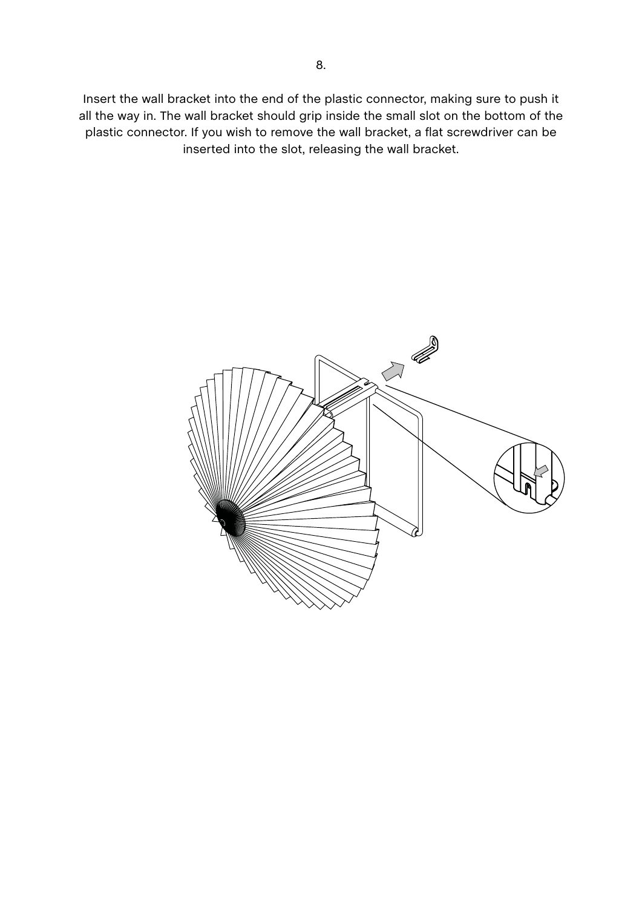8.

Insert the wall bracket into the end of the plastic connector, making sure to push it all the way in. The wall bracket should grip inside the small slot on the bottom of the plastic connector. If you wish to remove the wall bracket, a flat screwdriver can be inserted into the slot, releasing the wall bracket.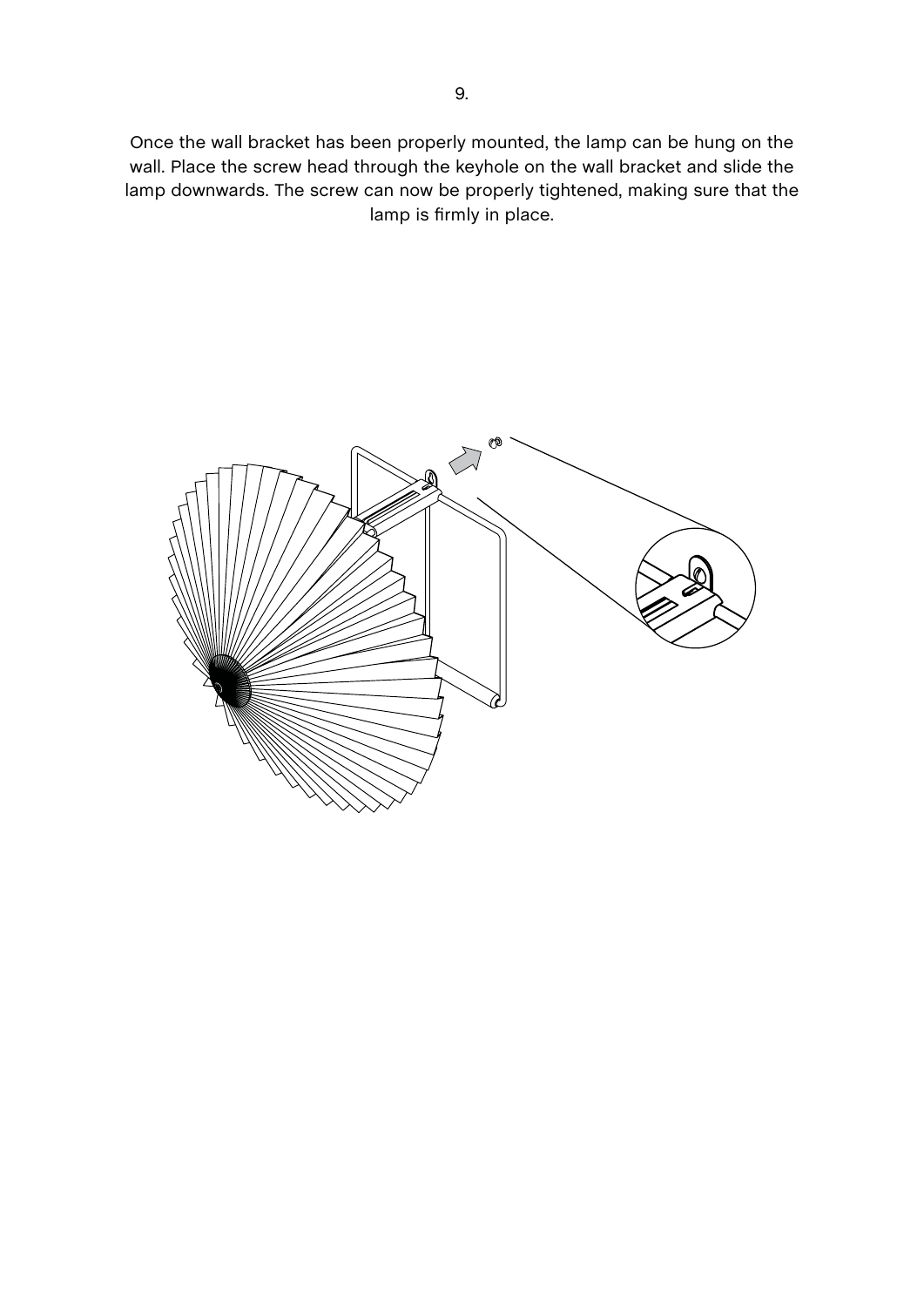9.

Once the wall bracket has been properly mounted, the lamp can be hung on the wall. Place the screw head through the keyhole on the wall bracket and slide the lamp downwards. The screw can now be properly tightened, making sure that the lamp is firmly in place.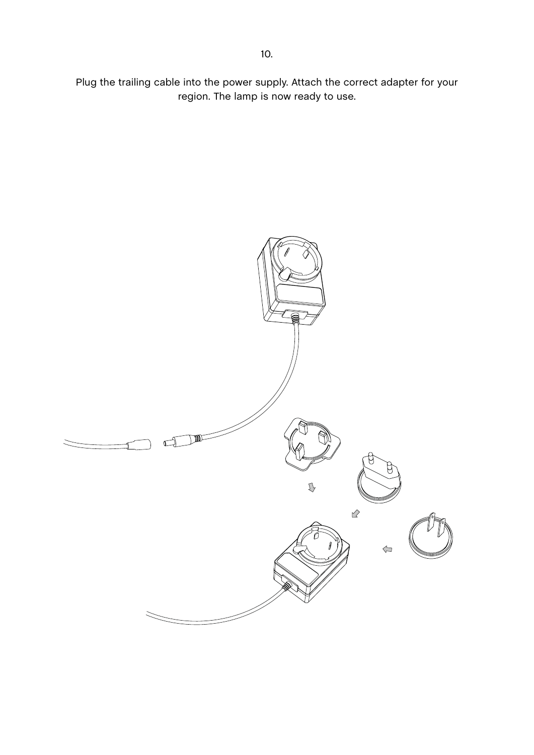10.

Plug the trailing cable into the power supply. Attach the correct adapter for your region. The lamp is now ready to use.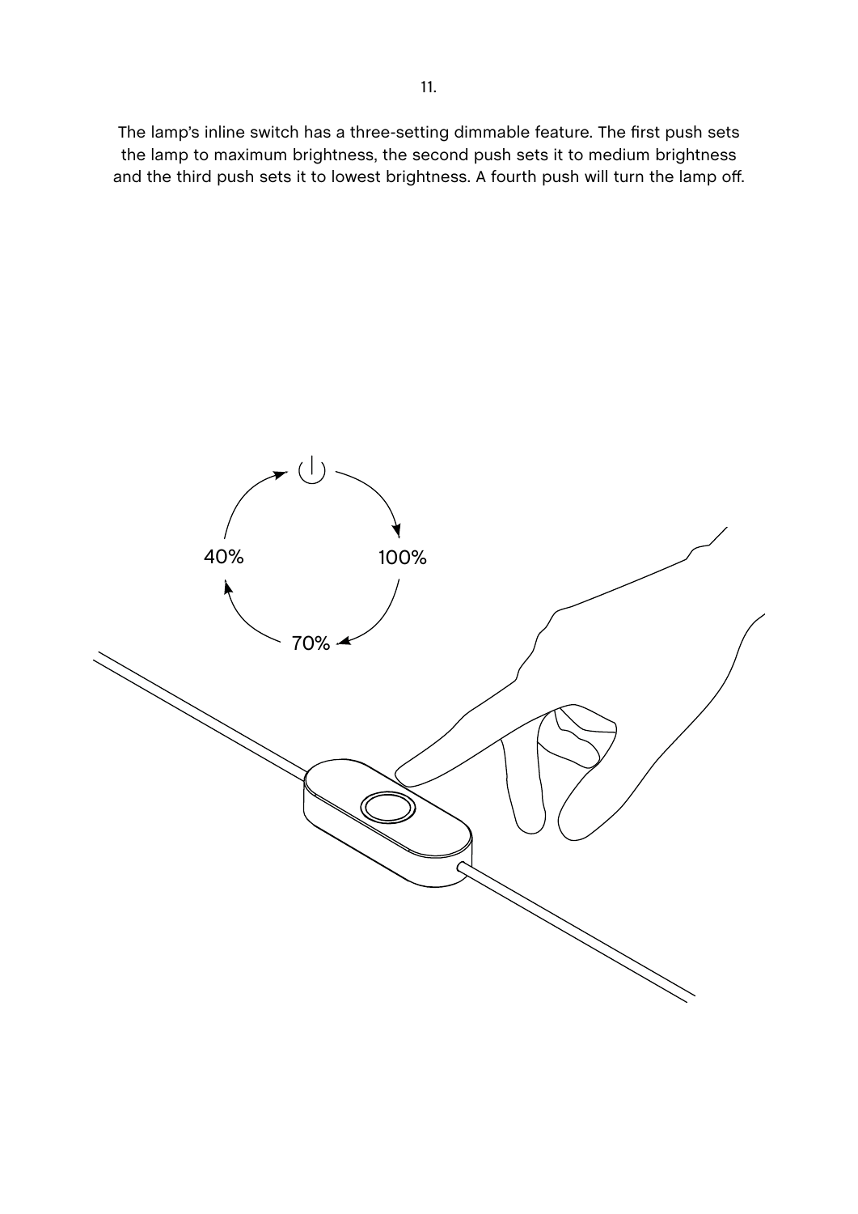11.

The lamp's inline switch has a three-setting dimmable feature. The first push sets the lamp to maximum brightness, the second push sets it to medium brightness and the third push sets it to lowest brightness. A fourth push will turn the lamp off.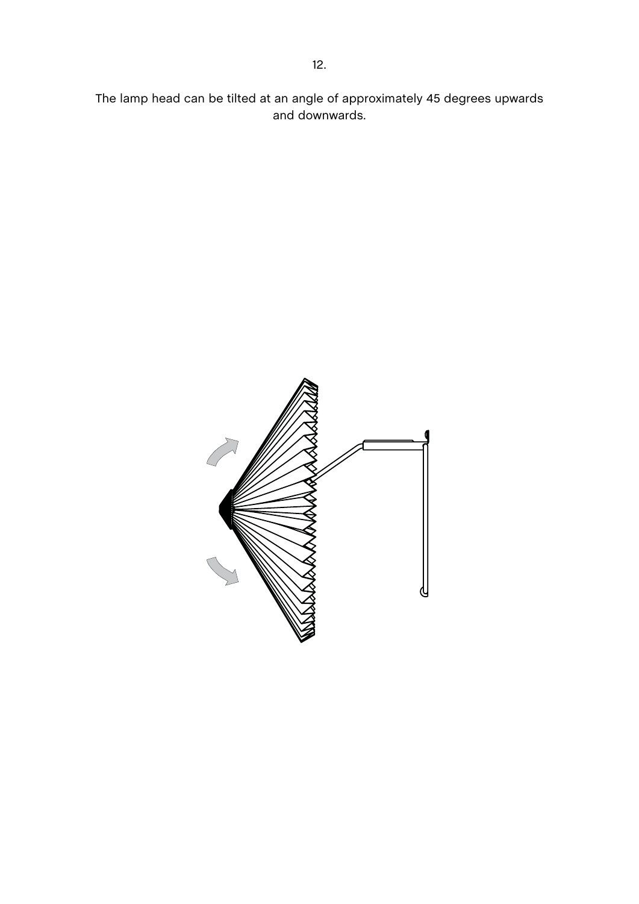12.

The lamp head can be tilted at an angle of approximately 45 degrees upwards and downwards.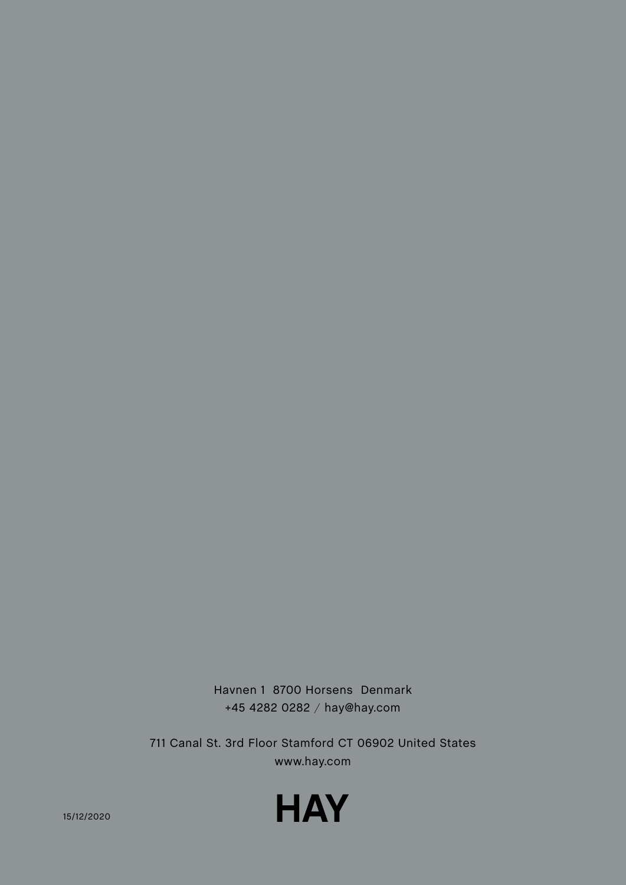Havnen 1  8700 Horsens  Denmark
+45 4282 0282 / hay@hay.com

711 Canal St. 3rd Floor Stamford CT 06902 United States
www.hay.com

15/12/2020

**HAY**